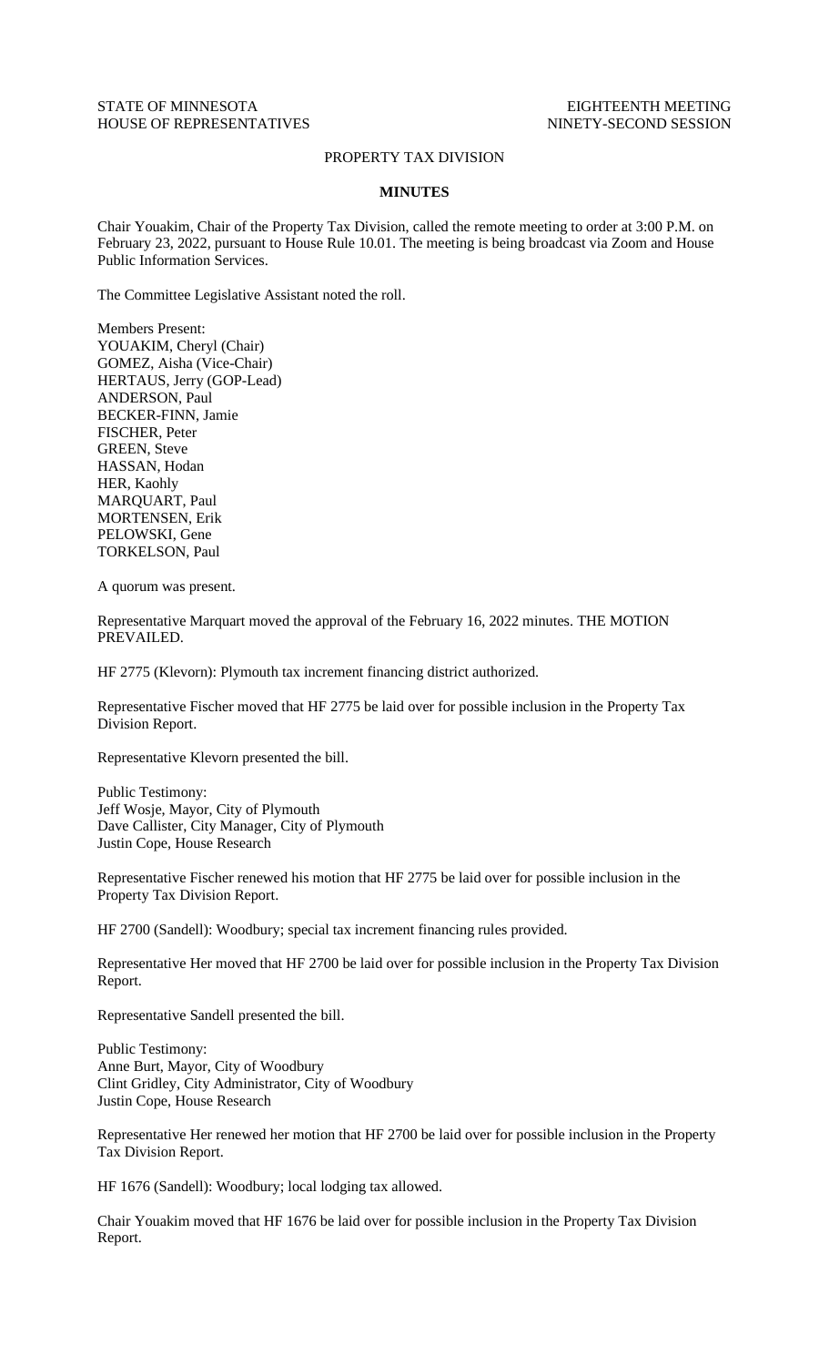STATE OF MINNESOTA
HOUSE OF REPRESENTATIVES

EIGHTEENTH MEETING
NINETY-SECOND SESSION

PROPERTY TAX DIVISION

**MINUTES**

Chair Youakim, Chair of the Property Tax Division, called the remote meeting to order at 3:00 P.M. on February 23, 2022, pursuant to House Rule 10.01. The meeting is being broadcast via Zoom and House Public Information Services.

The Committee Legislative Assistant noted the roll.

Members Present:
YOUAKIM, Cheryl (Chair)
GOMEZ, Aisha (Vice-Chair)
HERTAUS, Jerry (GOP-Lead)
ANDERSON, Paul
BECKER-FINN, Jamie
FISCHER, Peter
GREEN, Steve
HASSAN, Hodan
HER, Kaohly
MARQUART, Paul
MORTENSEN, Erik
PELOWSKI, Gene
TORKELSON, Paul

A quorum was present.

Representative Marquart moved the approval of the February 16, 2022 minutes. THE MOTION PREVAILED.

HF 2775 (Klevorn): Plymouth tax increment financing district authorized.

Representative Fischer moved that HF 2775 be laid over for possible inclusion in the Property Tax Division Report.

Representative Klevorn presented the bill.

Public Testimony:
Jeff Wosje, Mayor, City of Plymouth
Dave Callister, City Manager, City of Plymouth
Justin Cope, House Research

Representative Fischer renewed his motion that HF 2775 be laid over for possible inclusion in the Property Tax Division Report.

HF 2700 (Sandell): Woodbury; special tax increment financing rules provided.

Representative Her moved that HF 2700 be laid over for possible inclusion in the Property Tax Division Report.

Representative Sandell presented the bill.

Public Testimony:
Anne Burt, Mayor, City of Woodbury
Clint Gridley, City Administrator, City of Woodbury
Justin Cope, House Research

Representative Her renewed her motion that HF 2700 be laid over for possible inclusion in the Property Tax Division Report.

HF 1676 (Sandell): Woodbury; local lodging tax allowed.

Chair Youakim moved that HF 1676 be laid over for possible inclusion in the Property Tax Division Report.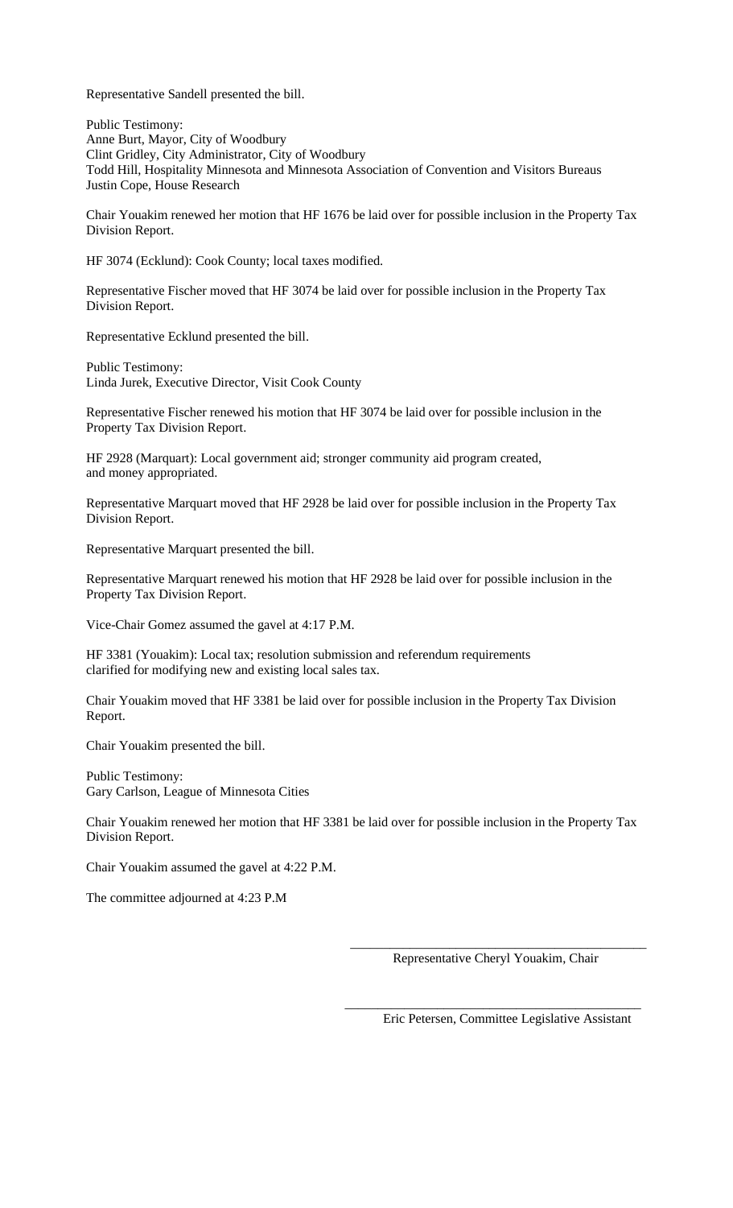Representative Sandell presented the bill.

Public Testimony:
Anne Burt, Mayor, City of Woodbury
Clint Gridley, City Administrator, City of Woodbury
Todd Hill, Hospitality Minnesota and Minnesota Association of Convention and Visitors Bureaus
Justin Cope, House Research

Chair Youakim renewed her motion that HF 1676 be laid over for possible inclusion in the Property Tax Division Report.

HF 3074 (Ecklund): Cook County; local taxes modified.

Representative Fischer moved that HF 3074 be laid over for possible inclusion in the Property Tax Division Report.

Representative Ecklund presented the bill.

Public Testimony:
Linda Jurek, Executive Director, Visit Cook County

Representative Fischer renewed his motion that HF 3074 be laid over for possible inclusion in the Property Tax Division Report.

HF 2928 (Marquart): Local government aid; stronger community aid program created, and money appropriated.

Representative Marquart moved that HF 2928 be laid over for possible inclusion in the Property Tax Division Report.

Representative Marquart presented the bill.

Representative Marquart renewed his motion that HF 2928 be laid over for possible inclusion in the Property Tax Division Report.

Vice-Chair Gomez assumed the gavel at 4:17 P.M.

HF 3381 (Youakim): Local tax; resolution submission and referendum requirements clarified for modifying new and existing local sales tax.

Chair Youakim moved that HF 3381 be laid over for possible inclusion in the Property Tax Division Report.

Chair Youakim presented the bill.

Public Testimony:
Gary Carlson, League of Minnesota Cities

Chair Youakim renewed her motion that HF 3381 be laid over for possible inclusion in the Property Tax Division Report.

Chair Youakim assumed the gavel at 4:22 P.M.

The committee adjourned at 4:23 P.M

\_\_\_\_\_\_\_\_\_\_\_\_\_\_\_\_\_\_\_\_\_\_\_\_\_\_\_\_\_\_\_\_\_\_\_\_\_\_\_\_\_\_\_\_
Representative Cheryl Youakim, Chair

\_\_\_\_\_\_\_\_\_\_\_\_\_\_\_\_\_\_\_\_\_\_\_\_\_\_\_\_\_\_\_\_\_\_\_\_\_\_\_\_\_\_\_\_
Eric Petersen, Committee Legislative Assistant